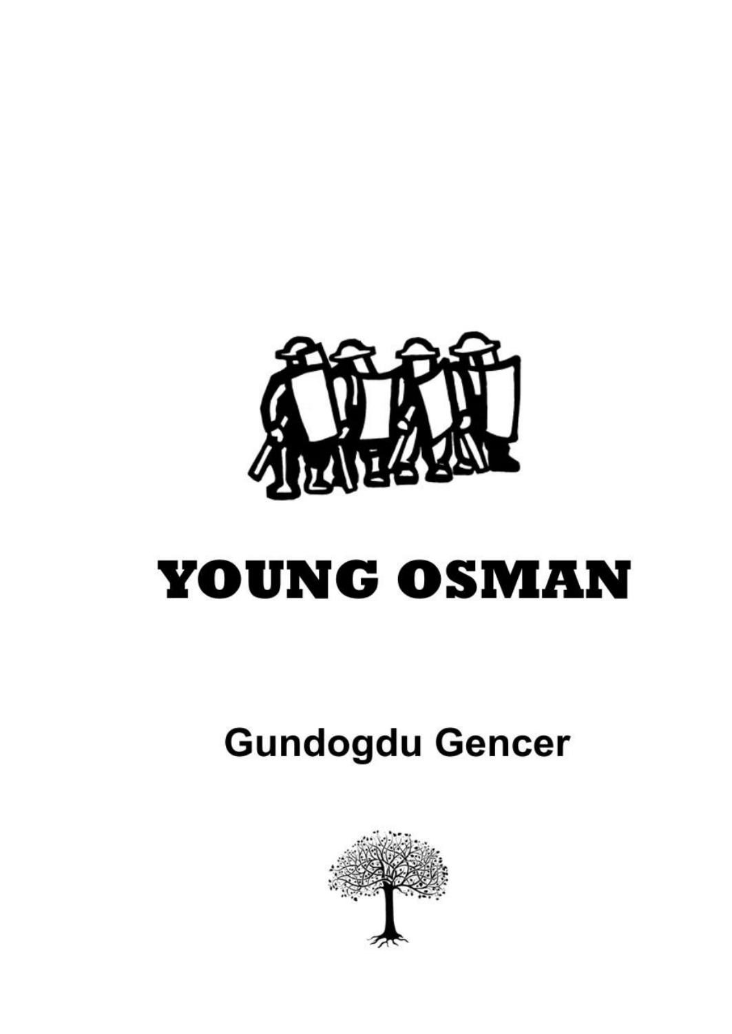# YOUNG OSMAN

Gundogdu Gencer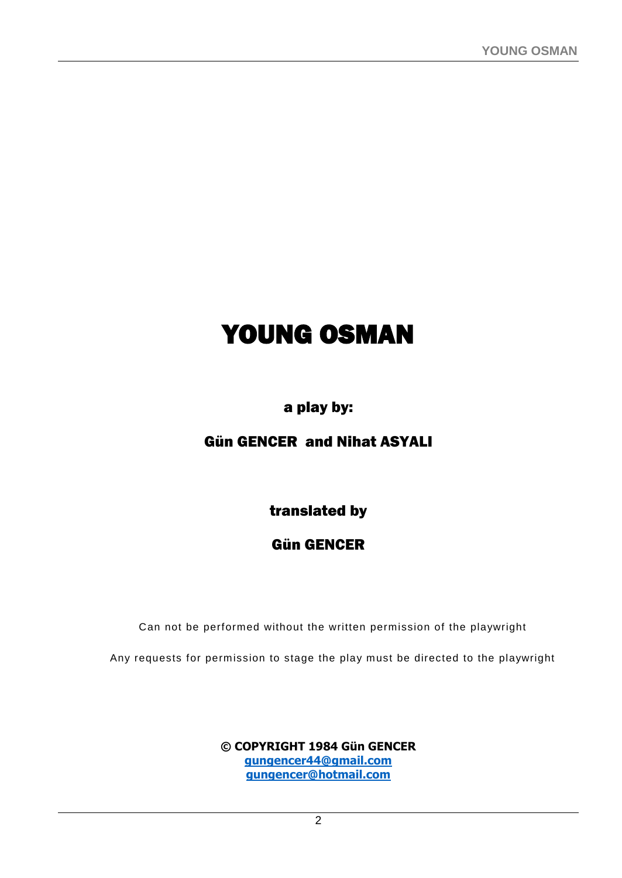# YOUNG OSMAN

**a play by:**

**Gün GENCER and Nihat ASYALI**

**translated by**

**Gün GENCER**

Can not be performed without the written permission of the playwright

Any requests for permission to stage the play must be directed to the playwright

**© COPYRIGHT 1984 Gün GENCER**
**gungencer44@gmail.com**
**gungencer@hotmail.com**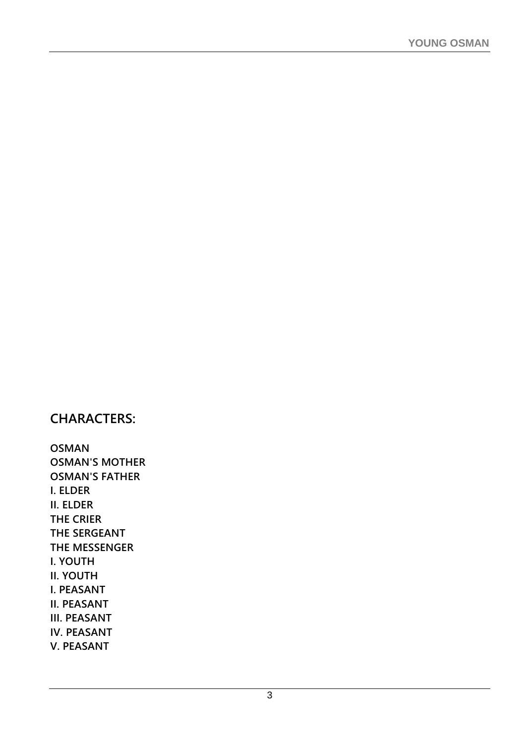## CHARACTERS:

**OSMAN**
**OSMAN'S MOTHER**
**OSMAN'S FATHER**
**I. ELDER**
**II. ELDER**
**THE CRIER**
**THE SERGEANT**
**THE MESSENGER**
**I. YOUTH**
**II. YOUTH**
**I. PEASANT**
**II. PEASANT**
**III. PEASANT**
**IV. PEASANT**
**V. PEASANT**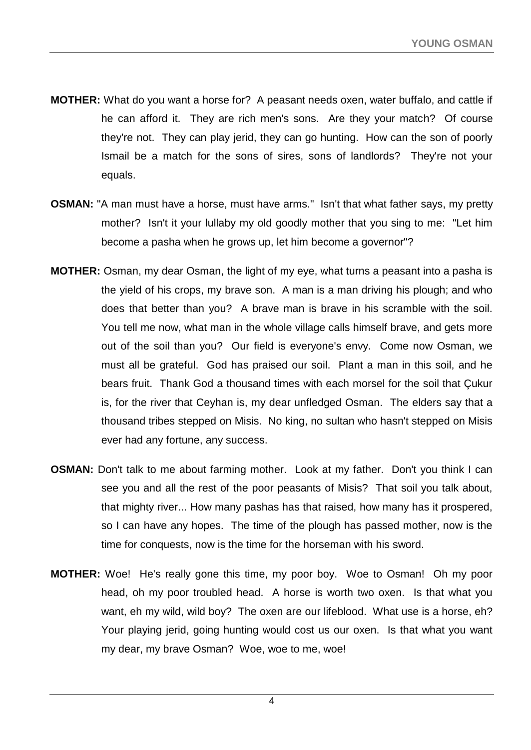**MOTHER:** What do you want a horse for? A peasant needs oxen, water buffalo, and cattle if he can afford it. They are rich men's sons. Are they your match? Of course they're not. They can play jerid, they can go hunting. How can the son of poorly Ismail be a match for the sons of sires, sons of landlords? They're not your equals.

**OSMAN:** "A man must have a horse, must have arms." Isn't that what father says, my pretty mother? Isn't it your lullaby my old goodly mother that you sing to me: "Let him become a pasha when he grows up, let him become a governor"?

**MOTHER:** Osman, my dear Osman, the light of my eye, what turns a peasant into a pasha is the yield of his crops, my brave son. A man is a man driving his plough; and who does that better than you? A brave man is brave in his scramble with the soil. You tell me now, what man in the whole village calls himself brave, and gets more out of the soil than you? Our field is everyone's envy. Come now Osman, we must all be grateful. God has praised our soil. Plant a man in this soil, and he bears fruit. Thank God a thousand times with each morsel for the soil that Çukur is, for the river that Ceyhan is, my dear unfledged Osman. The elders say that a thousand tribes stepped on Misis. No king, no sultan who hasn't stepped on Misis ever had any fortune, any success.

**OSMAN:** Don't talk to me about farming mother. Look at my father. Don't you think I can see you and all the rest of the poor peasants of Misis? That soil you talk about, that mighty river... How many pashas has that raised, how many has it prospered, so I can have any hopes. The time of the plough has passed mother, now is the time for conquests, now is the time for the horseman with his sword.

**MOTHER:** Woe! He's really gone this time, my poor boy. Woe to Osman! Oh my poor head, oh my poor troubled head. A horse is worth two oxen. Is that what you want, eh my wild, wild boy? The oxen are our lifeblood. What use is a horse, eh? Your playing jerid, going hunting would cost us our oxen. Is that what you want my dear, my brave Osman? Woe, woe to me, woe!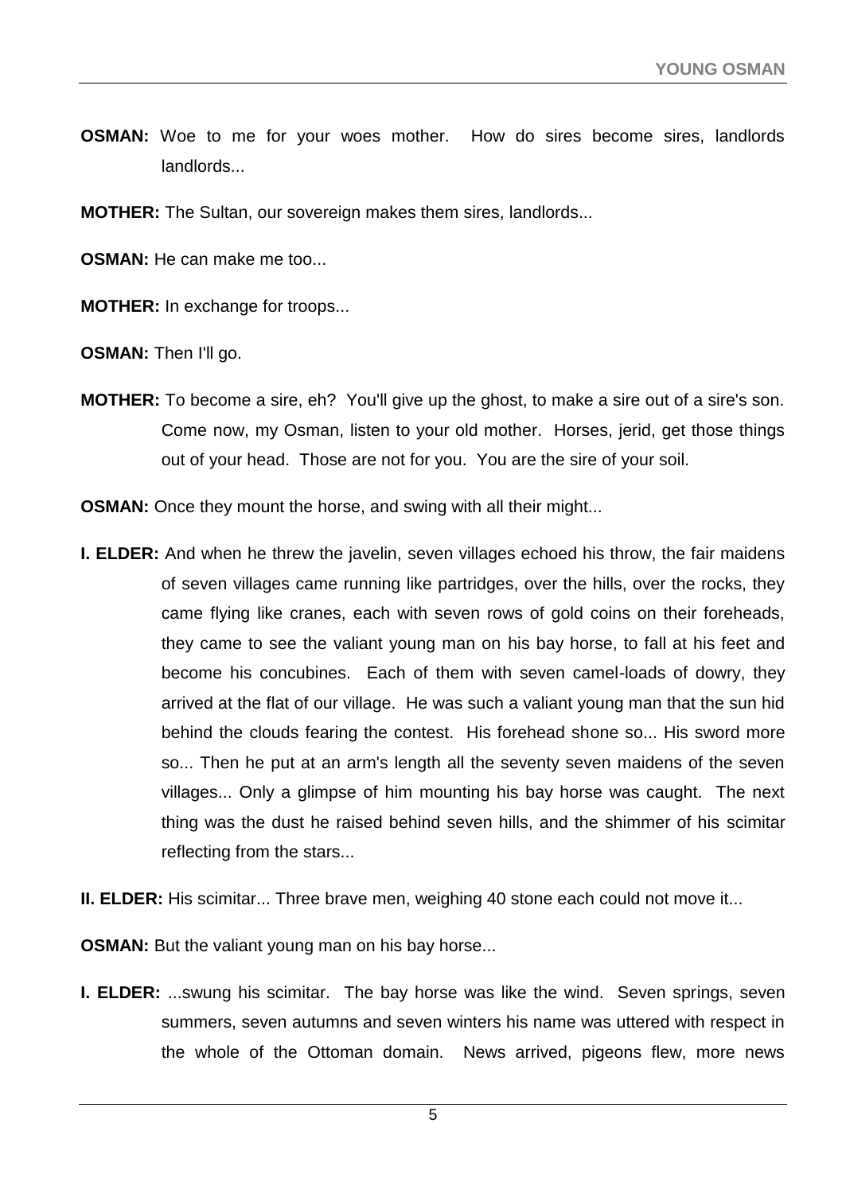**OSMAN:** Woe to me for your woes mother. How do sires become sires, landlords landlords...

**MOTHER:** The Sultan, our sovereign makes them sires, landlords...

**OSMAN:** He can make me too...

**MOTHER:** In exchange for troops...

**OSMAN:** Then I'll go.

**MOTHER:** To become a sire, eh? You'll give up the ghost, to make a sire out of a sire's son. Come now, my Osman, listen to your old mother. Horses, jerid, get those things out of your head. Those are not for you. You are the sire of your soil.

**OSMAN:** Once they mount the horse, and swing with all their might...

**I. ELDER:** And when he threw the javelin, seven villages echoed his throw, the fair maidens of seven villages came running like partridges, over the hills, over the rocks, they came flying like cranes, each with seven rows of gold coins on their foreheads, they came to see the valiant young man on his bay horse, to fall at his feet and become his concubines. Each of them with seven camel-loads of dowry, they arrived at the flat of our village. He was such a valiant young man that the sun hid behind the clouds fearing the contest. His forehead shone so... His sword more so... Then he put at an arm's length all the seventy seven maidens of the seven villages... Only a glimpse of him mounting his bay horse was caught. The next thing was the dust he raised behind seven hills, and the shimmer of his scimitar reflecting from the stars...

**II. ELDER:** His scimitar... Three brave men, weighing 40 stone each could not move it...

**OSMAN:** But the valiant young man on his bay horse...

**I. ELDER:** ...swung his scimitar. The bay horse was like the wind. Seven springs, seven summers, seven autumns and seven winters his name was uttered with respect in the whole of the Ottoman domain. News arrived, pigeons flew, more news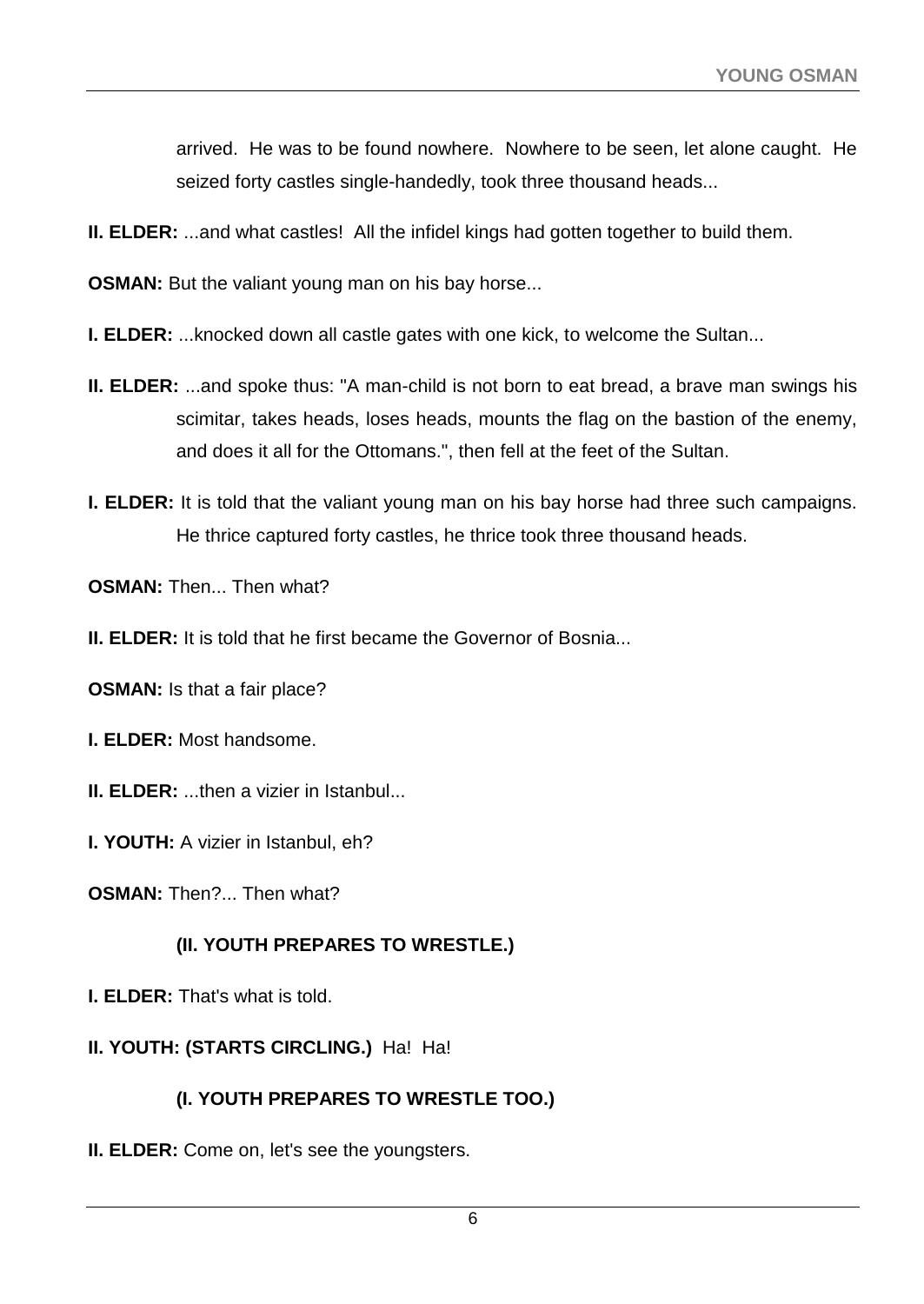arrived. He was to be found nowhere. Nowhere to be seen, let alone caught. He seized forty castles single-handedly, took three thousand heads...

**II. ELDER:** ...and what castles! All the infidel kings had gotten together to build them.

**OSMAN:** But the valiant young man on his bay horse...

**I. ELDER:** ...knocked down all castle gates with one kick, to welcome the Sultan...

**II. ELDER:** ...and spoke thus: "A man-child is not born to eat bread, a brave man swings his scimitar, takes heads, loses heads, mounts the flag on the bastion of the enemy, and does it all for the Ottomans.", then fell at the feet of the Sultan.

**I. ELDER:** It is told that the valiant young man on his bay horse had three such campaigns. He thrice captured forty castles, he thrice took three thousand heads.

**OSMAN:** Then... Then what?

**II. ELDER:** It is told that he first became the Governor of Bosnia...

**OSMAN:** Is that a fair place?

**I. ELDER:** Most handsome.

**II. ELDER:** ...then a vizier in Istanbul...

**I. YOUTH:** A vizier in Istanbul, eh?

**OSMAN:** Then?... Then what?

**(II. YOUTH PREPARES TO WRESTLE.)**

**I. ELDER:** That's what is told.

**II. YOUTH: (STARTS CIRCLING.)** Ha! Ha!

**(I. YOUTH PREPARES TO WRESTLE TOO.)**

**II. ELDER:** Come on, let's see the youngsters.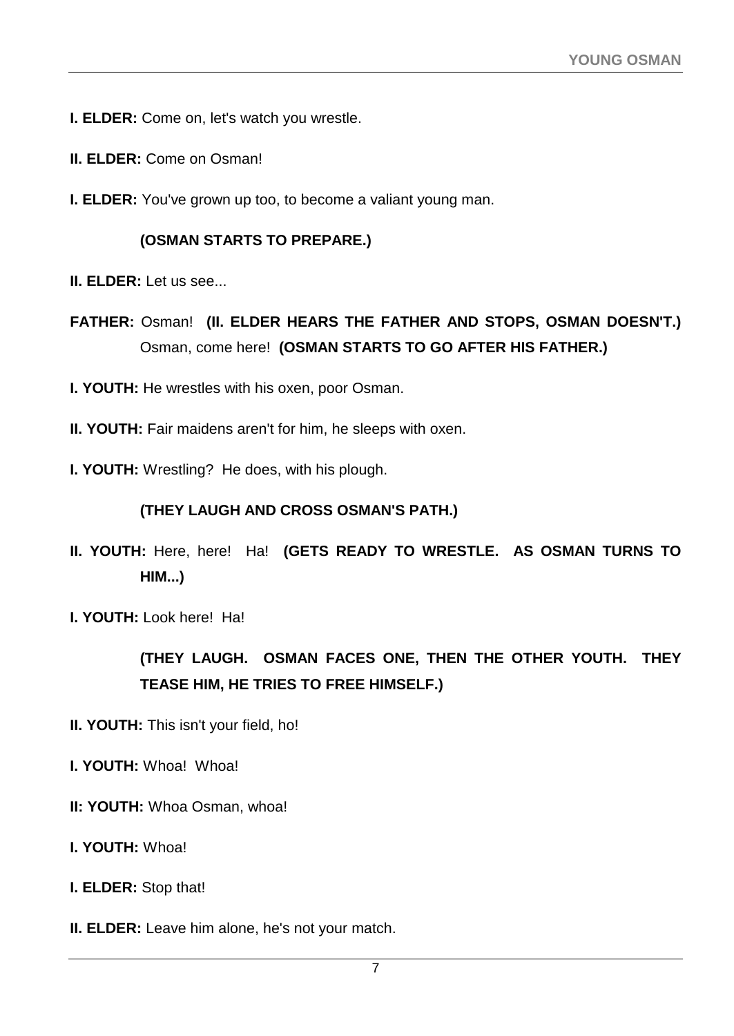**I. ELDER:** Come on, let's watch you wrestle.

**II. ELDER:** Come on Osman!

**I. ELDER:** You've grown up too, to become a valiant young man.

**(OSMAN STARTS TO PREPARE.)**

**II. ELDER:** Let us see...

**FATHER:** Osman! **(II. ELDER HEARS THE FATHER AND STOPS, OSMAN DOESN'T.)** Osman, come here! **(OSMAN STARTS TO GO AFTER HIS FATHER.)**

**I. YOUTH:** He wrestles with his oxen, poor Osman.

**II. YOUTH:** Fair maidens aren't for him, he sleeps with oxen.

**I. YOUTH:** Wrestling? He does, with his plough.

**(THEY LAUGH AND CROSS OSMAN'S PATH.)**

**II. YOUTH:** Here, here! Ha! **(GETS READY TO WRESTLE. AS OSMAN TURNS TO HIM...)**

**I. YOUTH:** Look here! Ha!

**(THEY LAUGH. OSMAN FACES ONE, THEN THE OTHER YOUTH. THEY TEASE HIM, HE TRIES TO FREE HIMSELF.)**

**II. YOUTH:** This isn't your field, ho!

**I. YOUTH:** Whoa! Whoa!

**II: YOUTH:** Whoa Osman, whoa!

**I. YOUTH:** Whoa!

**I. ELDER:** Stop that!

**II. ELDER:** Leave him alone, he's not your match.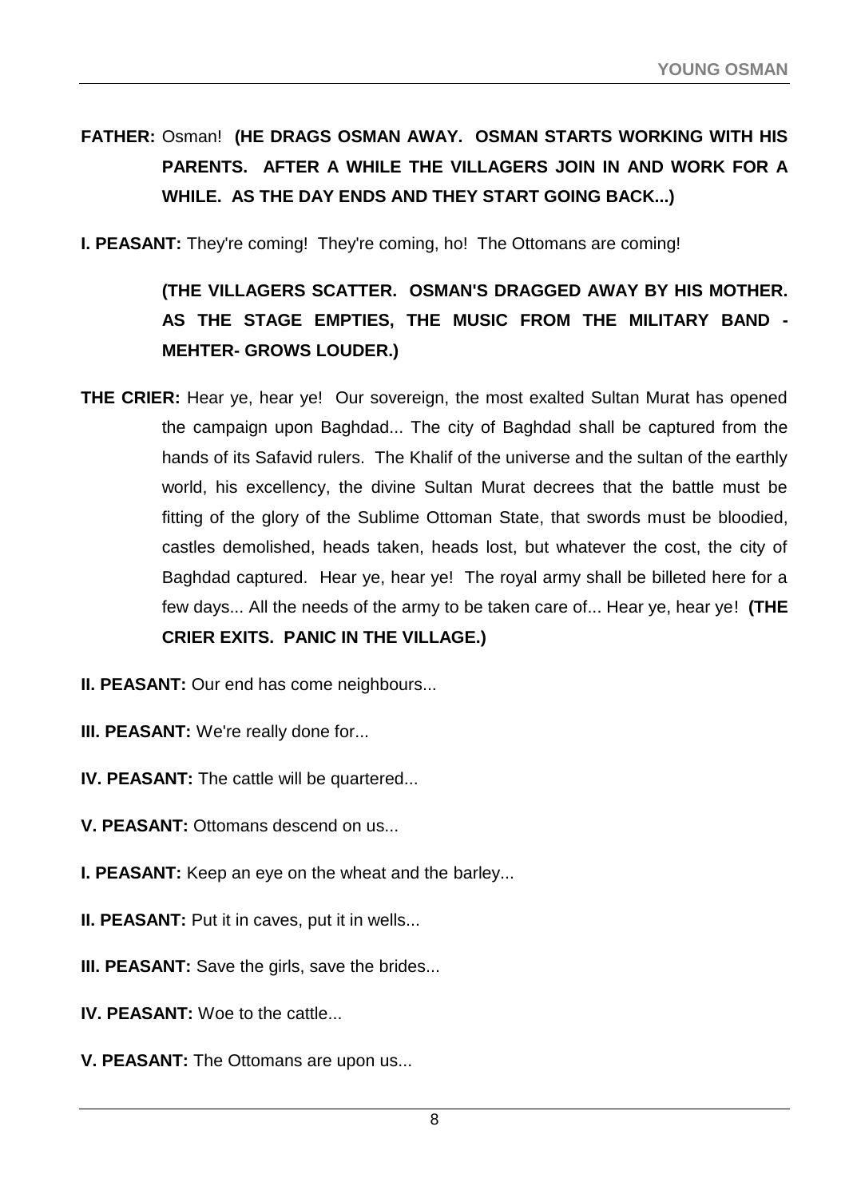**FATHER:** Osman! **(HE DRAGS OSMAN AWAY. OSMAN STARTS WORKING WITH HIS PARENTS. AFTER A WHILE THE VILLAGERS JOIN IN AND WORK FOR A WHILE. AS THE DAY ENDS AND THEY START GOING BACK...)**

**I. PEASANT:** They're coming! They're coming, ho! The Ottomans are coming!

**(THE VILLAGERS SCATTER. OSMAN'S DRAGGED AWAY BY HIS MOTHER. AS THE STAGE EMPTIES, THE MUSIC FROM THE MILITARY BAND - MEHTER- GROWS LOUDER.)**

**THE CRIER:** Hear ye, hear ye! Our sovereign, the most exalted Sultan Murat has opened the campaign upon Baghdad... The city of Baghdad shall be captured from the hands of its Safavid rulers. The Khalif of the universe and the sultan of the earthly world, his excellency, the divine Sultan Murat decrees that the battle must be fitting of the glory of the Sublime Ottoman State, that swords must be bloodied, castles demolished, heads taken, heads lost, but whatever the cost, the city of Baghdad captured. Hear ye, hear ye! The royal army shall be billeted here for a few days... All the needs of the army to be taken care of... Hear ye, hear ye! **(THE CRIER EXITS. PANIC IN THE VILLAGE.)**

**II. PEASANT:** Our end has come neighbours...

**III. PEASANT:** We're really done for...

**IV. PEASANT:** The cattle will be quartered...

**V. PEASANT:** Ottomans descend on us...

**I. PEASANT:** Keep an eye on the wheat and the barley...

**II. PEASANT:** Put it in caves, put it in wells...

**III. PEASANT:** Save the girls, save the brides...

**IV. PEASANT:** Woe to the cattle...

**V. PEASANT:** The Ottomans are upon us...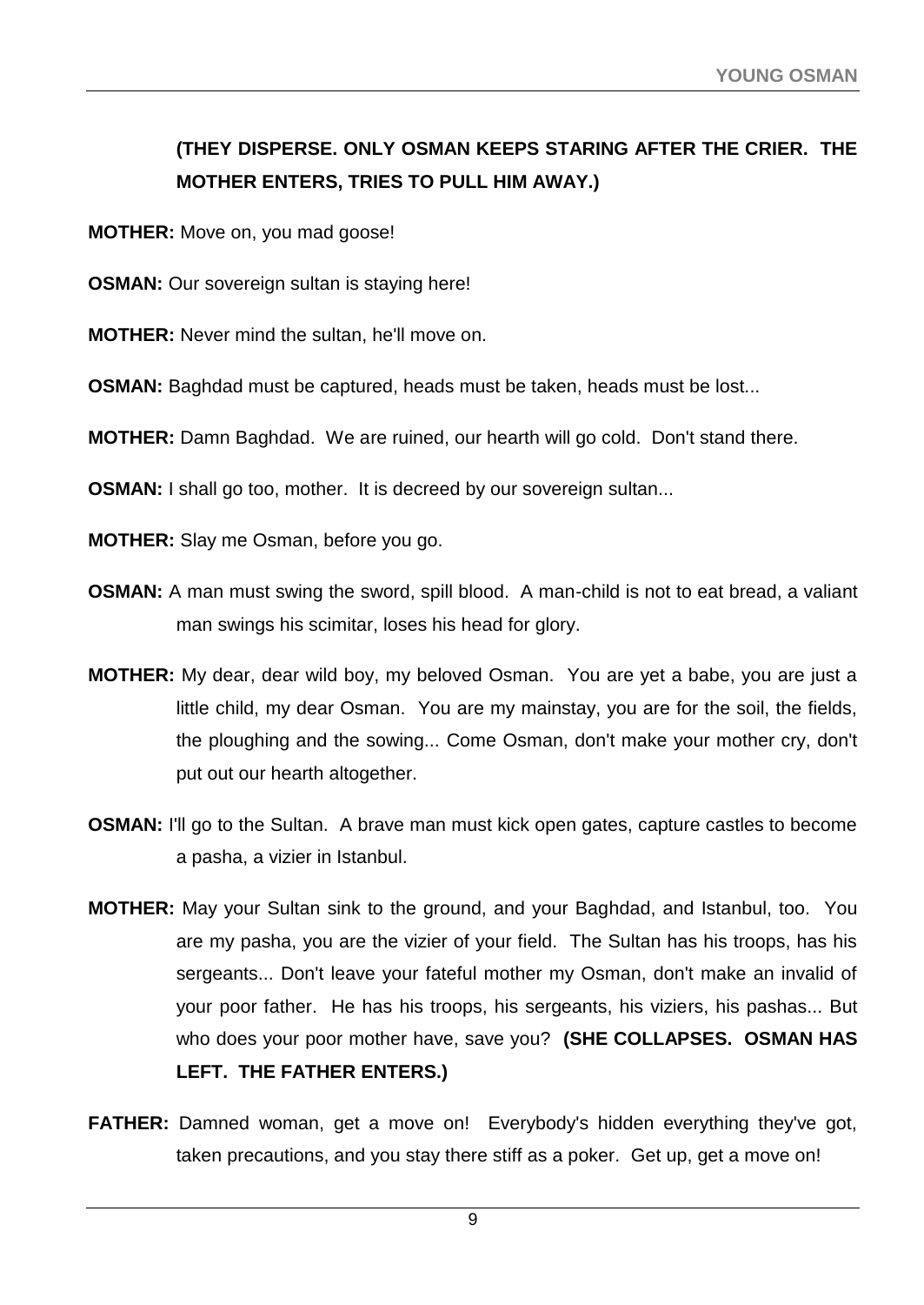**(THEY DISPERSE. ONLY OSMAN KEEPS STARING AFTER THE CRIER. THE MOTHER ENTERS, TRIES TO PULL HIM AWAY.)**

**MOTHER:** Move on, you mad goose!

**OSMAN:** Our sovereign sultan is staying here!

**MOTHER:** Never mind the sultan, he'll move on.

**OSMAN:** Baghdad must be captured, heads must be taken, heads must be lost...

**MOTHER:** Damn Baghdad. We are ruined, our hearth will go cold. Don't stand there.

**OSMAN:** I shall go too, mother. It is decreed by our sovereign sultan...

**MOTHER:** Slay me Osman, before you go.

**OSMAN:** A man must swing the sword, spill blood. A man-child is not to eat bread, a valiant man swings his scimitar, loses his head for glory.

**MOTHER:** My dear, dear wild boy, my beloved Osman. You are yet a babe, you are just a little child, my dear Osman. You are my mainstay, you are for the soil, the fields, the ploughing and the sowing... Come Osman, don't make your mother cry, don't put out our hearth altogether.

**OSMAN:** I'll go to the Sultan. A brave man must kick open gates, capture castles to become a pasha, a vizier in Istanbul.

**MOTHER:** May your Sultan sink to the ground, and your Baghdad, and Istanbul, too. You are my pasha, you are the vizier of your field. The Sultan has his troops, has his sergeants... Don't leave your fateful mother my Osman, don't make an invalid of your poor father. He has his troops, his sergeants, his viziers, his pashas... But who does your poor mother have, save you? **(SHE COLLAPSES. OSMAN HAS LEFT. THE FATHER ENTERS.)**

**FATHER:** Damned woman, get a move on! Everybody's hidden everything they've got, taken precautions, and you stay there stiff as a poker. Get up, get a move on!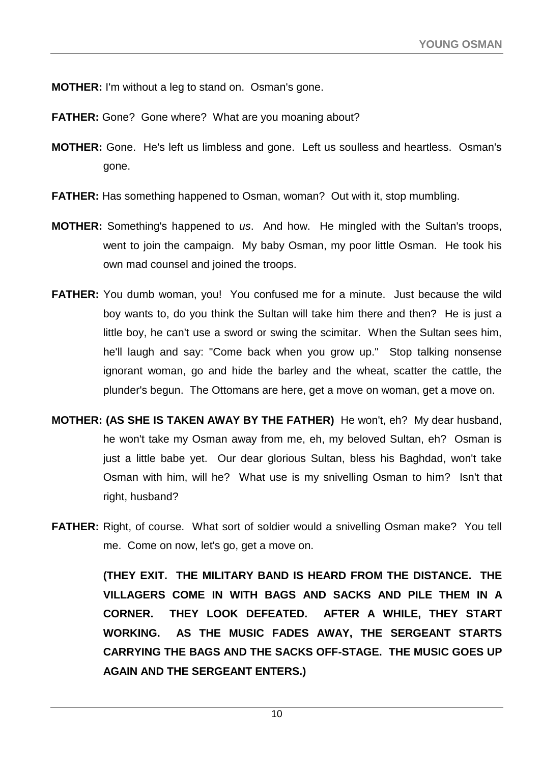**MOTHER:** I'm without a leg to stand on. Osman's gone.

**FATHER:** Gone? Gone where? What are you moaning about?

**MOTHER:** Gone. He's left us limbless and gone. Left us soulless and heartless. Osman's gone.

**FATHER:** Has something happened to Osman, woman? Out with it, stop mumbling.

**MOTHER:** Something's happened to *us*. And how. He mingled with the Sultan's troops, went to join the campaign. My baby Osman, my poor little Osman. He took his own mad counsel and joined the troops.

**FATHER:** You dumb woman, you! You confused me for a minute. Just because the wild boy wants to, do you think the Sultan will take him there and then? He is just a little boy, he can't use a sword or swing the scimitar. When the Sultan sees him, he'll laugh and say: "Come back when you grow up." Stop talking nonsense ignorant woman, go and hide the barley and the wheat, scatter the cattle, the plunder's begun. The Ottomans are here, get a move on woman, get a move on.

**MOTHER: (AS SHE IS TAKEN AWAY BY THE FATHER)** He won't, eh? My dear husband, he won't take my Osman away from me, eh, my beloved Sultan, eh? Osman is just a little babe yet. Our dear glorious Sultan, bless his Baghdad, won't take Osman with him, will he? What use is my snivelling Osman to him? Isn't that right, husband?

**FATHER:** Right, of course. What sort of soldier would a snivelling Osman make? You tell me. Come on now, let's go, get a move on.

**(THEY EXIT. THE MILITARY BAND IS HEARD FROM THE DISTANCE. THE VILLAGERS COME IN WITH BAGS AND SACKS AND PILE THEM IN A CORNER. THEY LOOK DEFEATED. AFTER A WHILE, THEY START WORKING. AS THE MUSIC FADES AWAY, THE SERGEANT STARTS CARRYING THE BAGS AND THE SACKS OFF-STAGE. THE MUSIC GOES UP AGAIN AND THE SERGEANT ENTERS.)**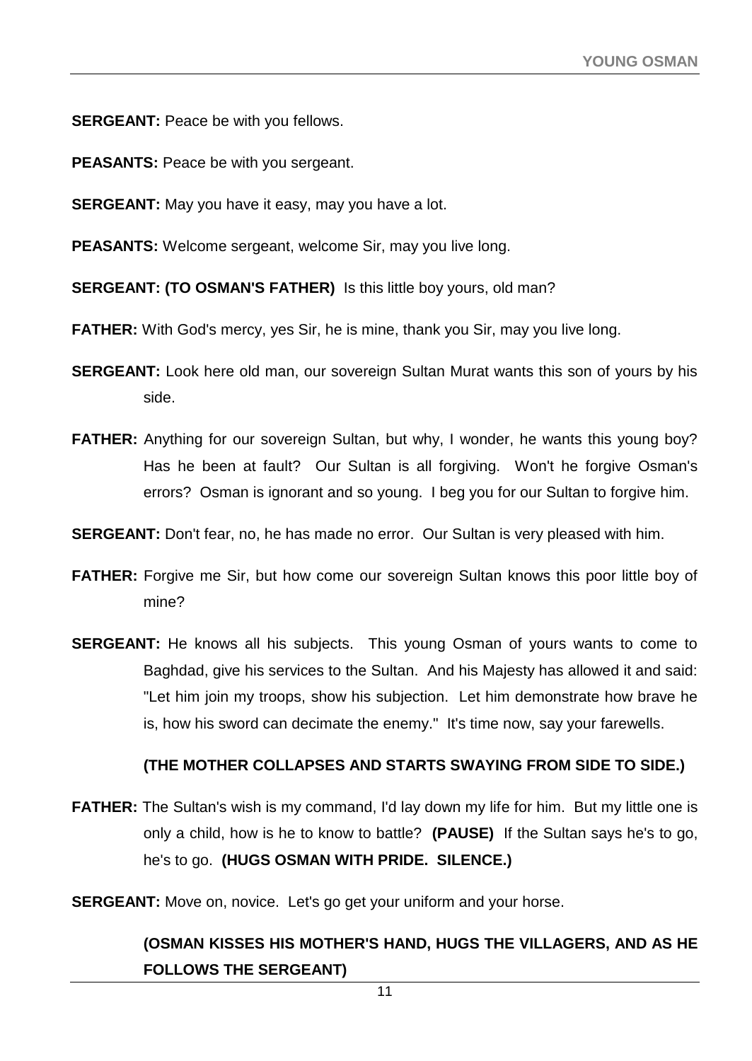**SERGEANT:** Peace be with you fellows.

**PEASANTS:** Peace be with you sergeant.

**SERGEANT:** May you have it easy, may you have a lot.

**PEASANTS:** Welcome sergeant, welcome Sir, may you live long.

**SERGEANT: (TO OSMAN'S FATHER)** Is this little boy yours, old man?

**FATHER:** With God's mercy, yes Sir, he is mine, thank you Sir, may you live long.

**SERGEANT:** Look here old man, our sovereign Sultan Murat wants this son of yours by his side.

**FATHER:** Anything for our sovereign Sultan, but why, I wonder, he wants this young boy? Has he been at fault? Our Sultan is all forgiving. Won't he forgive Osman's errors? Osman is ignorant and so young. I beg you for our Sultan to forgive him.

**SERGEANT:** Don't fear, no, he has made no error. Our Sultan is very pleased with him.

**FATHER:** Forgive me Sir, but how come our sovereign Sultan knows this poor little boy of mine?

**SERGEANT:** He knows all his subjects. This young Osman of yours wants to come to Baghdad, give his services to the Sultan. And his Majesty has allowed it and said: "Let him join my troops, show his subjection. Let him demonstrate how brave he is, how his sword can decimate the enemy." It's time now, say your farewells.

**(THE MOTHER COLLAPSES AND STARTS SWAYING FROM SIDE TO SIDE.)**

**FATHER:** The Sultan's wish is my command, I'd lay down my life for him. But my little one is only a child, how is he to know to battle? **(PAUSE)** If the Sultan says he's to go, he's to go. **(HUGS OSMAN WITH PRIDE. SILENCE.)**

**SERGEANT:** Move on, novice. Let's go get your uniform and your horse.

**(OSMAN KISSES HIS MOTHER'S HAND, HUGS THE VILLAGERS, AND AS HE FOLLOWS THE SERGEANT)**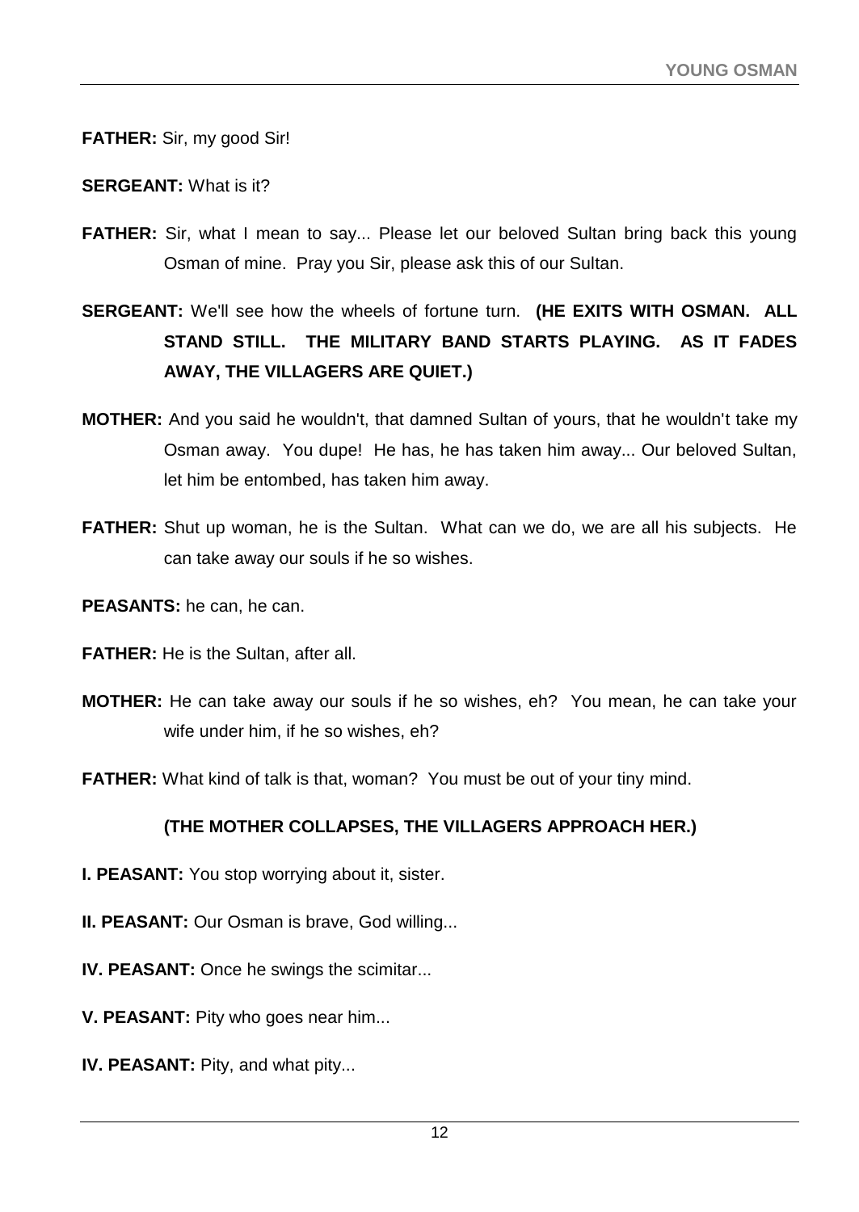**FATHER:** Sir, my good Sir!

**SERGEANT:** What is it?

**FATHER:** Sir, what I mean to say... Please let our beloved Sultan bring back this young Osman of mine. Pray you Sir, please ask this of our Sultan.

**SERGEANT:** We'll see how the wheels of fortune turn. **(HE EXITS WITH OSMAN. ALL STAND STILL. THE MILITARY BAND STARTS PLAYING. AS IT FADES AWAY, THE VILLAGERS ARE QUIET.)**

**MOTHER:** And you said he wouldn't, that damned Sultan of yours, that he wouldn't take my Osman away. You dupe! He has, he has taken him away... Our beloved Sultan, let him be entombed, has taken him away.

**FATHER:** Shut up woman, he is the Sultan. What can we do, we are all his subjects. He can take away our souls if he so wishes.

**PEASANTS:** he can, he can.

**FATHER:** He is the Sultan, after all.

**MOTHER:** He can take away our souls if he so wishes, eh? You mean, he can take your wife under him, if he so wishes, eh?

**FATHER:** What kind of talk is that, woman? You must be out of your tiny mind.

**(THE MOTHER COLLAPSES, THE VILLAGERS APPROACH HER.)**

**I. PEASANT:** You stop worrying about it, sister.

**II. PEASANT:** Our Osman is brave, God willing...

**IV. PEASANT:** Once he swings the scimitar...

**V. PEASANT:** Pity who goes near him...

**IV. PEASANT:** Pity, and what pity...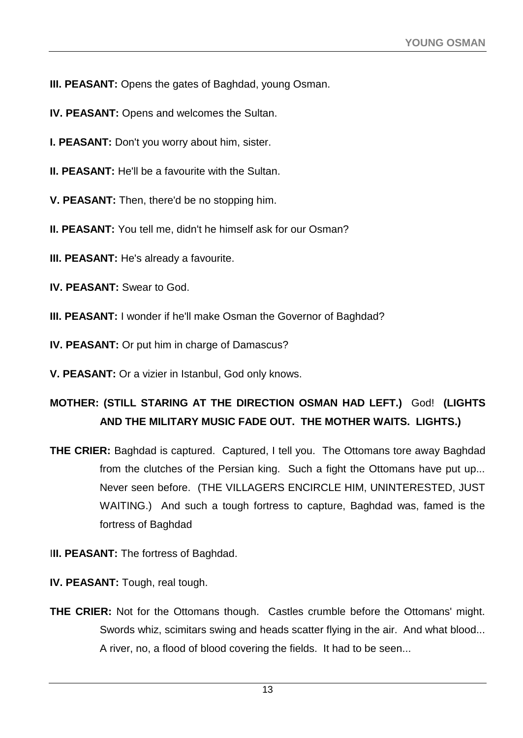**III. PEASANT:** Opens the gates of Baghdad, young Osman.

**IV. PEASANT:** Opens and welcomes the Sultan.

**I. PEASANT:** Don't you worry about him, sister.

**II. PEASANT:** He'll be a favourite with the Sultan.

**V. PEASANT:** Then, there'd be no stopping him.

**II. PEASANT:** You tell me, didn't he himself ask for our Osman?

**III. PEASANT:** He's already a favourite.

**IV. PEASANT:** Swear to God.

**III. PEASANT:** I wonder if he'll make Osman the Governor of Baghdad?

**IV. PEASANT:** Or put him in charge of Damascus?

**V. PEASANT:** Or a vizier in Istanbul, God only knows.

**MOTHER: (STILL STARING AT THE DIRECTION OSMAN HAD LEFT.)** God! **(LIGHTS AND THE MILITARY MUSIC FADE OUT. THE MOTHER WAITS. LIGHTS.)**

**THE CRIER:** Baghdad is captured. Captured, I tell you. The Ottomans tore away Baghdad from the clutches of the Persian king. Such a fight the Ottomans have put up... Never seen before. (THE VILLAGERS ENCIRCLE HIM, UNINTERESTED, JUST WAITING.) And such a tough fortress to capture, Baghdad was, famed is the fortress of Baghdad

**III. PEASANT:** The fortress of Baghdad.

**IV. PEASANT:** Tough, real tough.

**THE CRIER:** Not for the Ottomans though. Castles crumble before the Ottomans' might. Swords whiz, scimitars swing and heads scatter flying in the air. And what blood... A river, no, a flood of blood covering the fields. It had to be seen...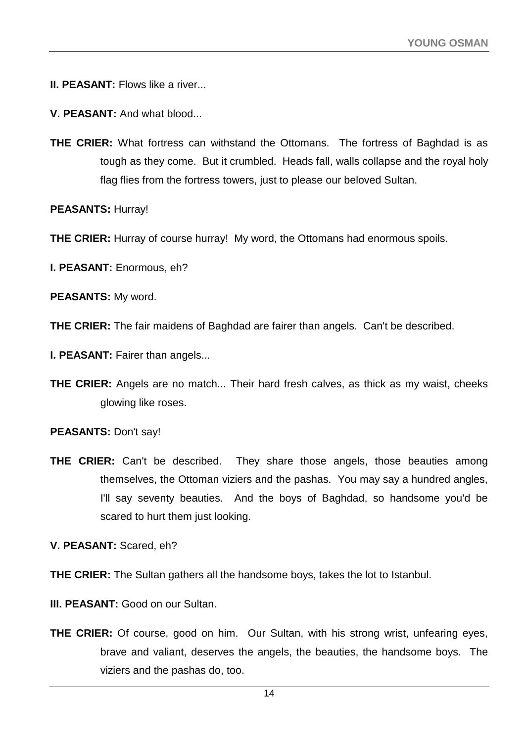**II. PEASANT:** Flows like a river...

**V. PEASANT:** And what blood...

**THE CRIER:** What fortress can withstand the Ottomans.  The fortress of Baghdad is as tough as they come.  But it crumbled.  Heads fall, walls collapse and the royal holy flag flies from the fortress towers, just to please our beloved Sultan.

**PEASANTS:** Hurray!

**THE CRIER:** Hurray of course hurray!  My word, the Ottomans had enormous spoils.

**I. PEASANT:** Enormous, eh?

**PEASANTS:** My word.

**THE CRIER:** The fair maidens of Baghdad are fairer than angels.  Can't be described.

**I. PEASANT:** Fairer than angels...

**THE CRIER:** Angels are no match... Their hard fresh calves, as thick as my waist, cheeks glowing like roses.

**PEASANTS:** Don't say!

**THE CRIER:** Can't be described.  They share those angels, those beauties among themselves, the Ottoman viziers and the pashas.  You may say a hundred angles, I'll say seventy beauties.  And the boys of Baghdad, so handsome you'd be scared to hurt them just looking.

**V. PEASANT:** Scared, eh?

**THE CRIER:** The Sultan gathers all the handsome boys, takes the lot to Istanbul.

**III. PEASANT:** Good on our Sultan.

**THE CRIER:** Of course, good on him.  Our Sultan, with his strong wrist, unfearing eyes, brave and valiant, deserves the angels, the beauties, the handsome boys.  The viziers and the pashas do, too.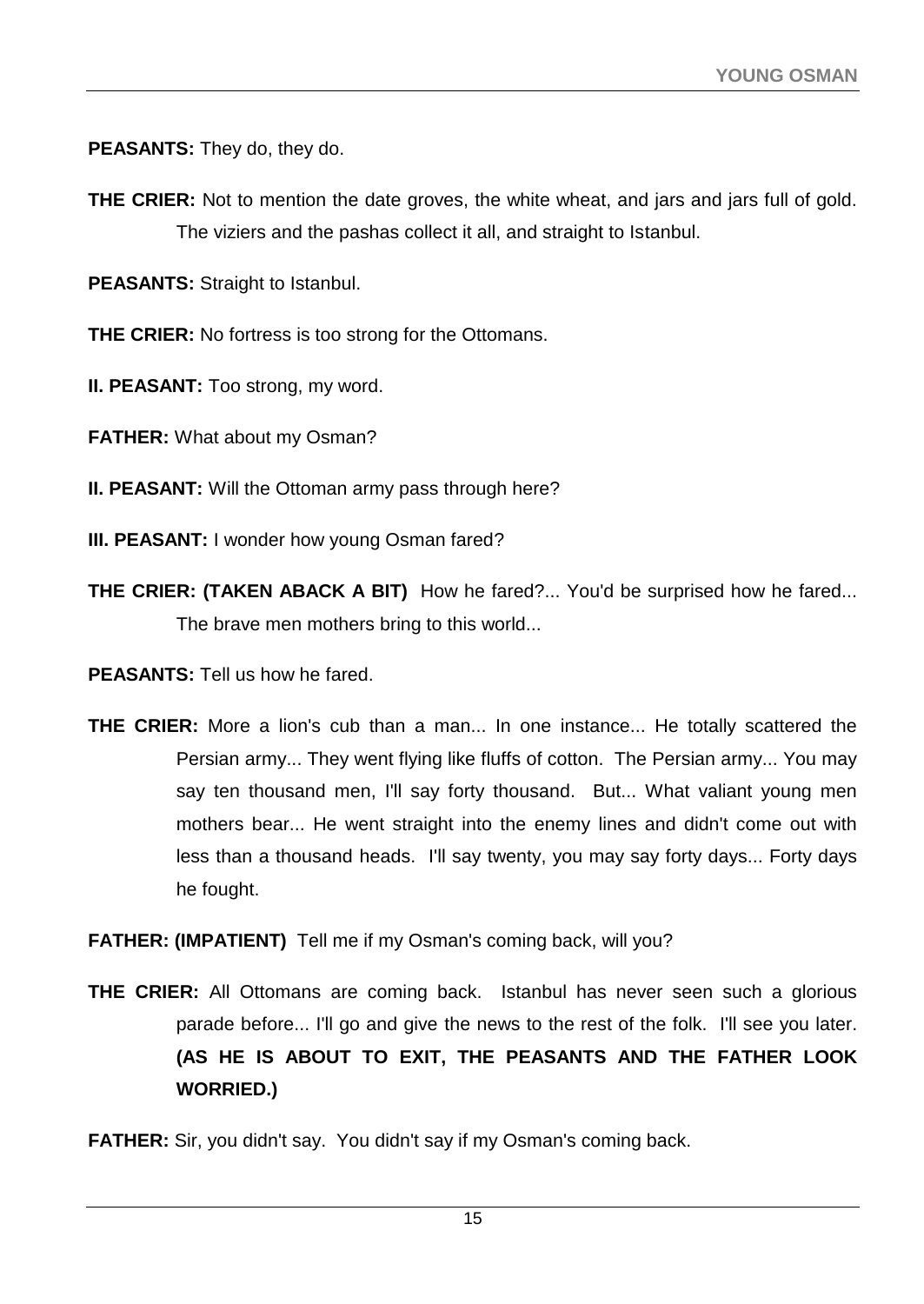**PEASANTS:** They do, they do.

**THE CRIER:** Not to mention the date groves, the white wheat, and jars and jars full of gold. The viziers and the pashas collect it all, and straight to Istanbul.

**PEASANTS:** Straight to Istanbul.

**THE CRIER:** No fortress is too strong for the Ottomans.

**II. PEASANT:** Too strong, my word.

**FATHER:** What about my Osman?

**II. PEASANT:** Will the Ottoman army pass through here?

**III. PEASANT:** I wonder how young Osman fared?

**THE CRIER: (TAKEN ABACK A BIT)** How he fared?... You'd be surprised how he fared... The brave men mothers bring to this world...

**PEASANTS:** Tell us how he fared.

**THE CRIER:** More a lion's cub than a man... In one instance... He totally scattered the Persian army... They went flying like fluffs of cotton. The Persian army... You may say ten thousand men, I'll say forty thousand. But... What valiant young men mothers bear... He went straight into the enemy lines and didn't come out with less than a thousand heads. I'll say twenty, you may say forty days... Forty days he fought.

**FATHER: (IMPATIENT)** Tell me if my Osman's coming back, will you?

**THE CRIER:** All Ottomans are coming back. Istanbul has never seen such a glorious parade before... I'll go and give the news to the rest of the folk. I'll see you later. **(AS HE IS ABOUT TO EXIT, THE PEASANTS AND THE FATHER LOOK WORRIED.)**

**FATHER:** Sir, you didn't say. You didn't say if my Osman's coming back.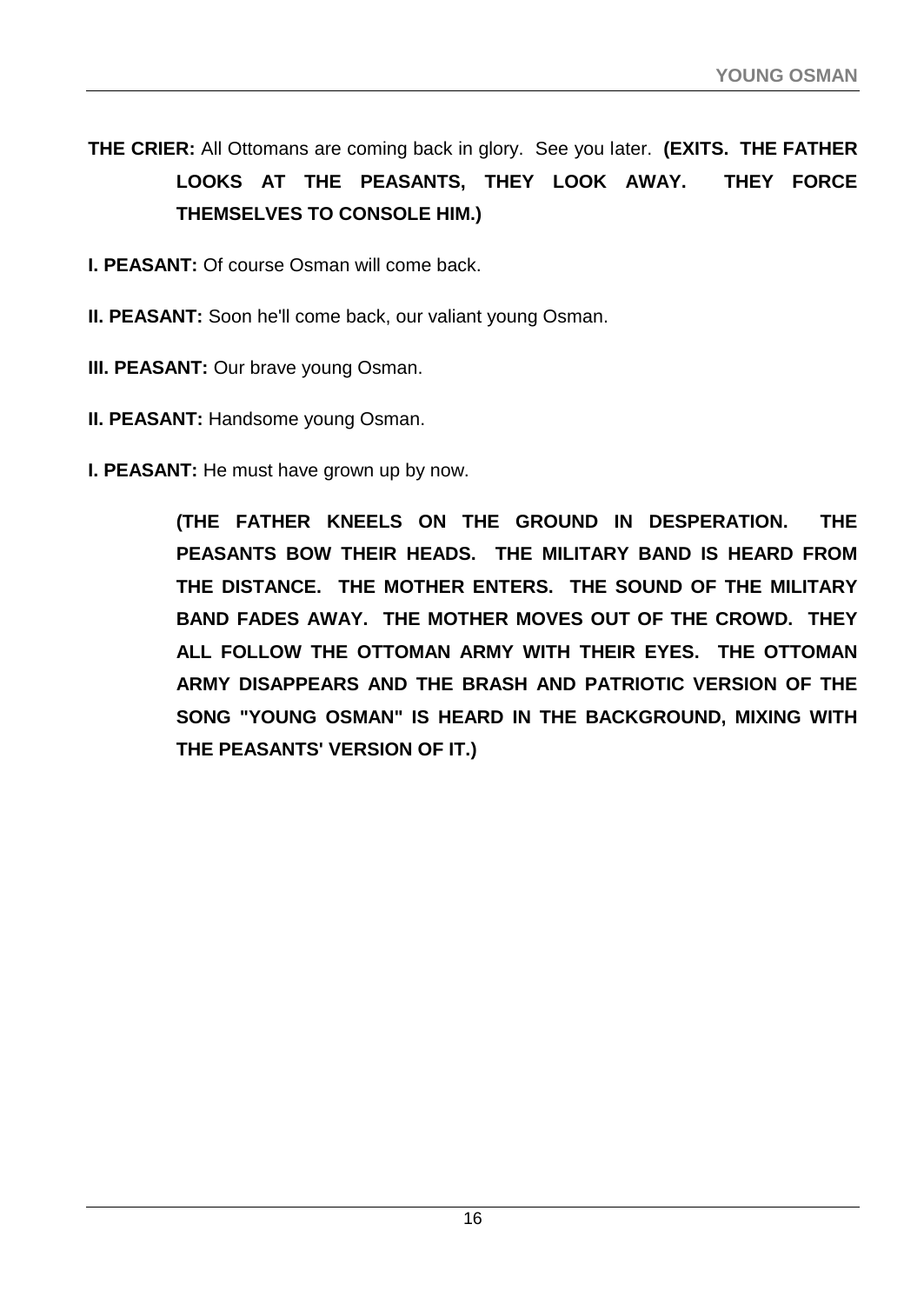**THE CRIER:** All Ottomans are coming back in glory. See you later. **(EXITS. THE FATHER LOOKS AT THE PEASANTS, THEY LOOK AWAY. THEY FORCE THEMSELVES TO CONSOLE HIM.)**

**I. PEASANT:** Of course Osman will come back.

**II. PEASANT:** Soon he'll come back, our valiant young Osman.

**III. PEASANT:** Our brave young Osman.

**II. PEASANT:** Handsome young Osman.

**I. PEASANT:** He must have grown up by now.

**(THE FATHER KNEELS ON THE GROUND IN DESPERATION. THE PEASANTS BOW THEIR HEADS. THE MILITARY BAND IS HEARD FROM THE DISTANCE. THE MOTHER ENTERS. THE SOUND OF THE MILITARY BAND FADES AWAY. THE MOTHER MOVES OUT OF THE CROWD. THEY ALL FOLLOW THE OTTOMAN ARMY WITH THEIR EYES. THE OTTOMAN ARMY DISAPPEARS AND THE BRASH AND PATRIOTIC VERSION OF THE SONG "YOUNG OSMAN" IS HEARD IN THE BACKGROUND, MIXING WITH THE PEASANTS' VERSION OF IT.)**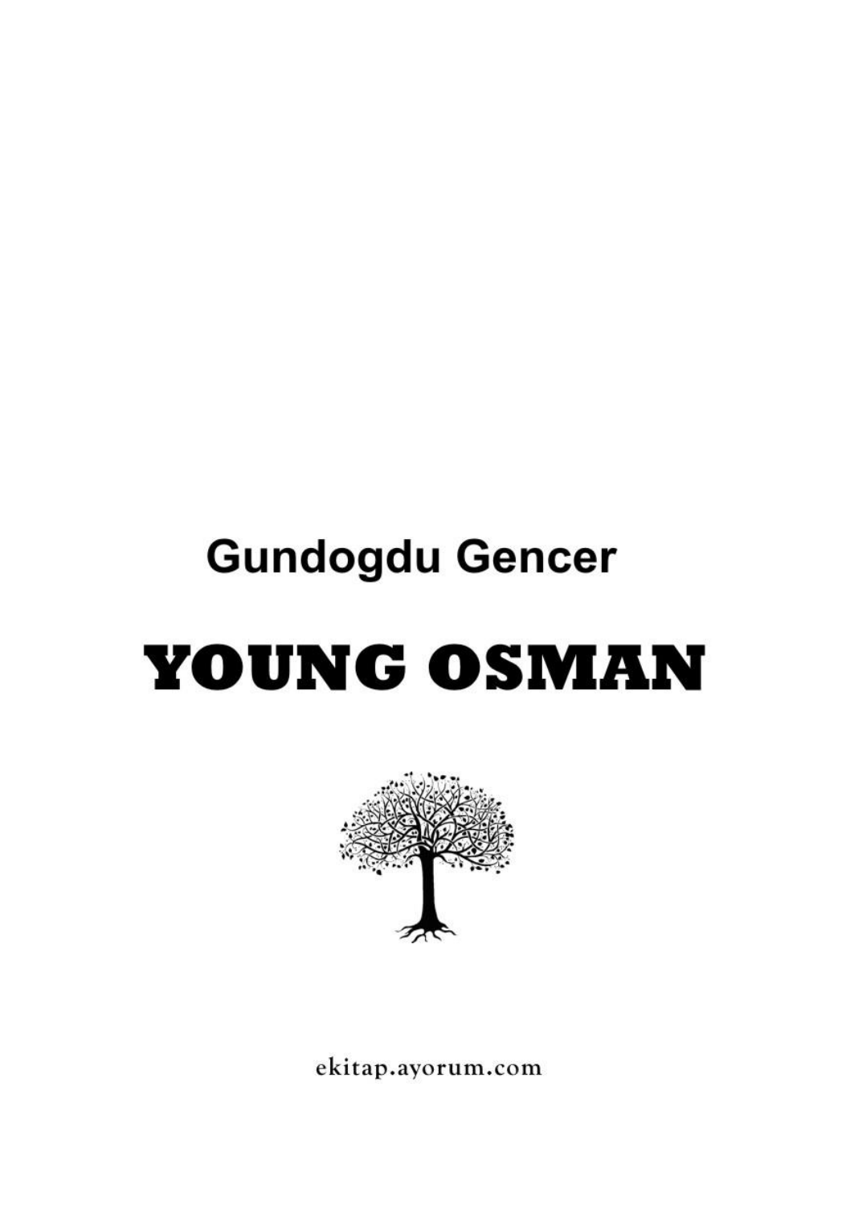Gundogdu Gencer

# YOUNG OSMAN

ekitap.ayorum.com